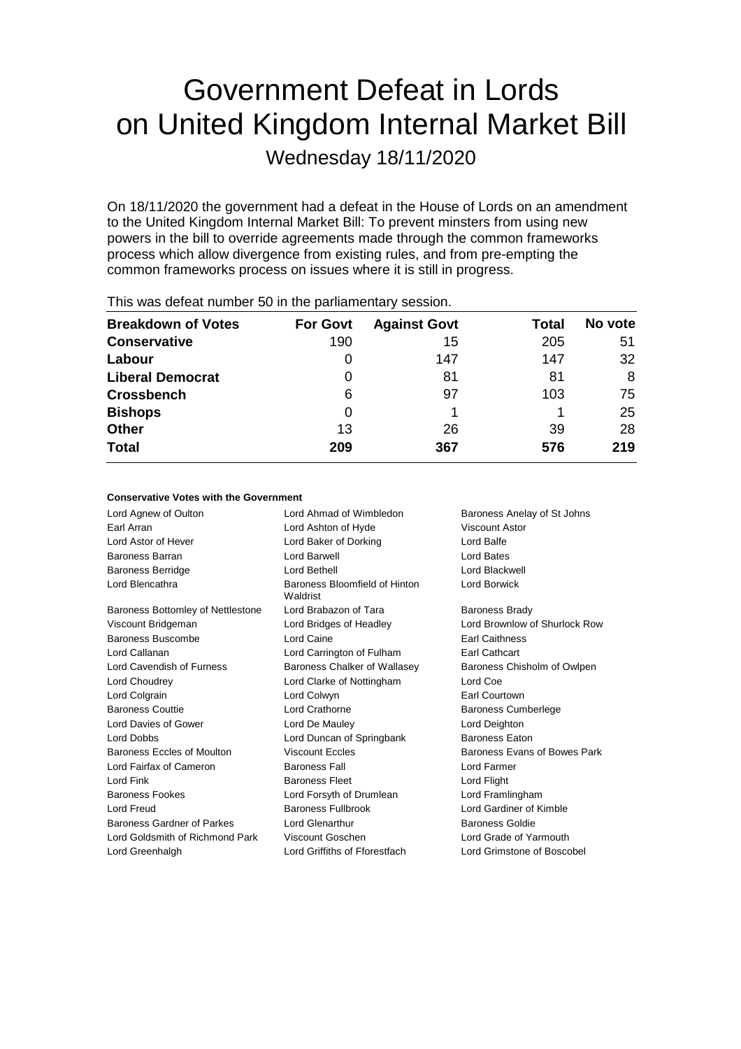# Government Defeat in Lords on United Kingdom Internal Market Bill

Wednesday 18/11/2020

On 18/11/2020 the government had a defeat in the House of Lords on an amendment to the United Kingdom Internal Market Bill: To prevent minsters from using new powers in the bill to override agreements made through the common frameworks process which allow divergence from existing rules, and from pre-empting the common frameworks process on issues where it is still in progress.

This was defeat number 50 in the parliamentary session.

| Breakdown of Votes | For Govt | Against Govt | Total | No vote |
|---|---|---|---|---|
| **Conservative** | 190 | 15 | 205 | 51 |
| **Labour** | 0 | 147 | 147 | 32 |
| **Liberal Democrat** | 0 | 81 | 81 | 8 |
| **Crossbench** | 6 | 97 | 103 | 75 |
| **Bishops** | 0 | 1 | 1 | 25 |
| **Other** | 13 | 26 | 39 | 28 |
| **Total** | **209** | **367** | **576** | **219** |

#### Conservative Votes with the Government

| | | |
|---|---|---|
| Lord Agnew of Oulton | Lord Ahmad of Wimbledon | Baroness Anelay of St Johns |
| Earl Arran | Lord Ashton of Hyde | Viscount Astor |
| Lord Astor of Hever | Lord Baker of Dorking | Lord Balfe |
| Baroness Barran | Lord Barwell | Lord Bates |
| Baroness Berridge | Lord Bethell | Lord Blackwell |
| Lord Blencathra | Baroness Bloomfield of Hinton Waldrist | Lord Borwick |
| Baroness Bottomley of Nettlestone | Lord Brabazon of Tara | Baroness Brady |
| Viscount Bridgeman | Lord Bridges of Headley | Lord Brownlow of Shurlock Row |
| Baroness Buscombe | Lord Caine | Earl Caithness |
| Lord Callanan | Lord Carrington of Fulham | Earl Cathcart |
| Lord Cavendish of Furness | Baroness Chalker of Wallasey | Baroness Chisholm of Owlpen |
| Lord Choudrey | Lord Clarke of Nottingham | Lord Coe |
| Lord Colgrain | Lord Colwyn | Earl Courtown |
| Baroness Couttie | Lord Crathorne | Baroness Cumberlege |
| Lord Davies of Gower | Lord De Mauley | Lord Deighton |
| Lord Dobbs | Lord Duncan of Springbank | Baroness Eaton |
| Baroness Eccles of Moulton | Viscount Eccles | Baroness Evans of Bowes Park |
| Lord Fairfax of Cameron | Baroness Fall | Lord Farmer |
| Lord Fink | Baroness Fleet | Lord Flight |
| Baroness Fookes | Lord Forsyth of Drumlean | Lord Framlingham |
| Lord Freud | Baroness Fullbrook | Lord Gardiner of Kimble |
| Baroness Gardner of Parkes | Lord Glenarthur | Baroness Goldie |
| Lord Goldsmith of Richmond Park | Viscount Goschen | Lord Grade of Yarmouth |
| Lord Greenhalgh | Lord Griffiths of Fforestfach | Lord Grimstone of Boscobel |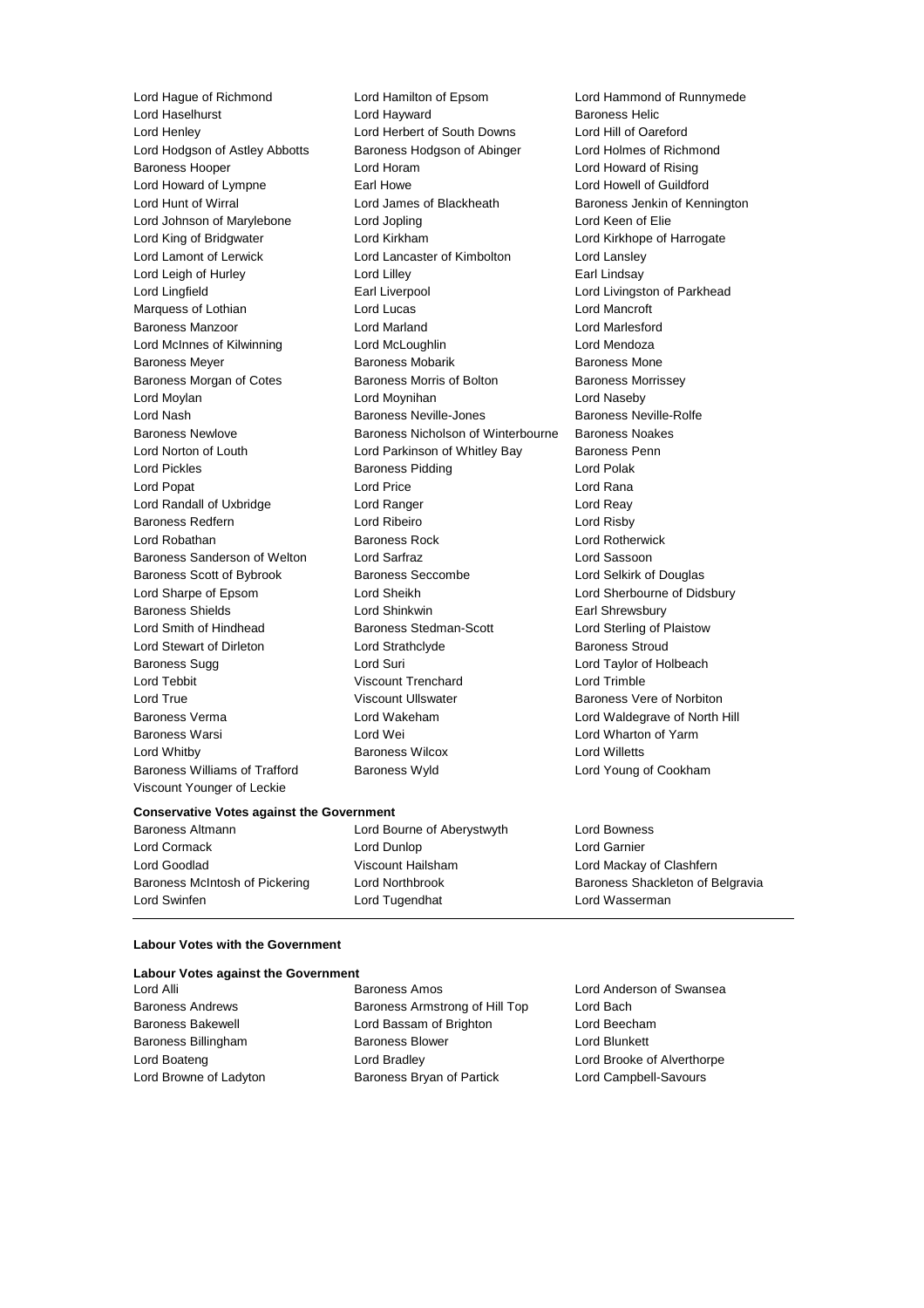Lord Hague of Richmond | Lord Hamilton of Epsom | Lord Hammond of Runnymede
Lord Haselhurst | Lord Hayward | Baroness Helic
Lord Henley | Lord Herbert of South Downs | Lord Hill of Oareford
Lord Hodgson of Astley Abbotts | Baroness Hodgson of Abinger | Lord Holmes of Richmond
Baroness Hooper | Lord Horam | Lord Howard of Rising
Lord Howard of Lympne | Earl Howe | Lord Howell of Guildford
Lord Hunt of Wirral | Lord James of Blackheath | Baroness Jenkin of Kennington
Lord Johnson of Marylebone | Lord Jopling | Lord Keen of Elie
Lord King of Bridgwater | Lord Kirkham | Lord Kirkhope of Harrogate
Lord Lamont of Lerwick | Lord Lancaster of Kimbolton | Lord Lansley
Lord Leigh of Hurley | Lord Lilley | Earl Lindsay
Lord Lingfield | Earl Liverpool | Lord Livingston of Parkhead
Marquess of Lothian | Lord Lucas | Lord Mancroft
Baroness Manzoor | Lord Marland | Lord Marlesford
Lord McInnes of Kilwinning | Lord McLoughlin | Lord Mendoza
Baroness Meyer | Baroness Mobarik | Baroness Mone
Baroness Morgan of Cotes | Baroness Morris of Bolton | Baroness Morrissey
Lord Moylan | Lord Moynihan | Lord Naseby
Lord Nash | Baroness Neville-Jones | Baroness Neville-Rolfe
Baroness Newlove | Baroness Nicholson of Winterbourne | Baroness Noakes
Lord Norton of Louth | Lord Parkinson of Whitley Bay | Baroness Penn
Lord Pickles | Baroness Pidding | Lord Polak
Lord Popat | Lord Price | Lord Rana
Lord Randall of Uxbridge | Lord Ranger | Lord Reay
Baroness Redfern | Lord Ribeiro | Lord Risby
Lord Robathan | Baroness Rock | Lord Rotherwick
Baroness Sanderson of Welton | Lord Sarfraz | Lord Sassoon
Baroness Scott of Bybrook | Baroness Seccombe | Lord Selkirk of Douglas
Lord Sharpe of Epsom | Lord Sheikh | Lord Sherbourne of Didsbury
Baroness Shields | Lord Shinkwin | Earl Shrewsbury
Lord Smith of Hindhead | Baroness Stedman-Scott | Lord Sterling of Plaistow
Lord Stewart of Dirleton | Lord Strathclyde | Baroness Stroud
Baroness Sugg | Lord Suri | Lord Taylor of Holbeach
Lord Tebbit | Viscount Trenchard | Lord Trimble
Lord True | Viscount Ullswater | Baroness Vere of Norbiton
Baroness Verma | Lord Wakeham | Lord Waldegrave of North Hill
Baroness Warsi | Lord Wei | Lord Wharton of Yarm
Lord Whitby | Baroness Wilcox | Lord Willetts
Baroness Williams of Trafford | Baroness Wyld | Lord Young of Cookham
Viscount Younger of Leckie

**Conservative Votes against the Government**

Baroness Altmann | Lord Bourne of Aberystwyth | Lord Bowness
Lord Cormack | Lord Dunlop | Lord Garnier
Lord Goodlad | Viscount Hailsham | Lord Mackay of Clashfern
Baroness McIntosh of Pickering | Lord Northbrook | Baroness Shackleton of Belgravia
Lord Swinfen | Lord Tugendhat | Lord Wasserman

**Labour Votes with the Government**

**Labour Votes against the Government**

Lord Alli | Baroness Amos | Lord Anderson of Swansea
Baroness Andrews | Baroness Armstrong of Hill Top | Lord Bach
Baroness Bakewell | Lord Bassam of Brighton | Lord Beecham
Baroness Billingham | Baroness Blower | Lord Blunkett
Lord Boateng | Lord Bradley | Lord Brooke of Alverthorpe
Lord Browne of Ladyton | Baroness Bryan of Partick | Lord Campbell-Savours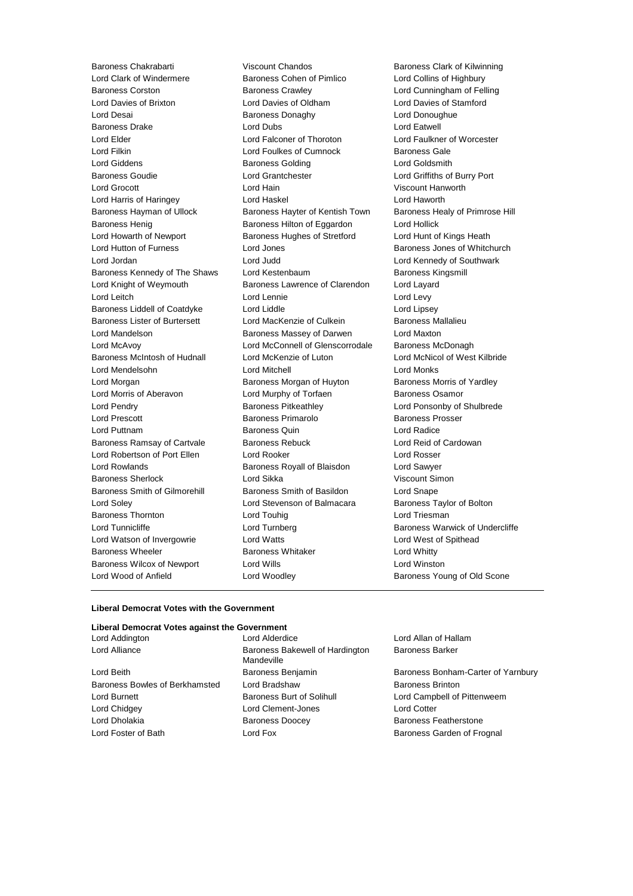Baroness Chakrabarti
Viscount Chandos
Baroness Clark of Kilwinning
Lord Clark of Windermere
Baroness Cohen of Pimlico
Lord Collins of Highbury
Baroness Corston
Baroness Crawley
Lord Cunningham of Felling
Lord Davies of Brixton
Lord Davies of Oldham
Lord Davies of Stamford
Lord Desai
Baroness Donaghy
Lord Donoughue
Baroness Drake
Lord Dubs
Lord Eatwell
Lord Elder
Lord Falconer of Thoroton
Lord Faulkner of Worcester
Lord Filkin
Lord Foulkes of Cumnock
Baroness Gale
Lord Giddens
Baroness Golding
Lord Goldsmith
Baroness Goudie
Lord Grantchester
Lord Griffiths of Burry Port
Lord Grocott
Lord Hain
Viscount Hanworth
Lord Harris of Haringey
Lord Haskel
Lord Haworth
Baroness Hayman of Ullock
Baroness Hayter of Kentish Town
Baroness Healy of Primrose Hill
Baroness Henig
Baroness Hilton of Eggardon
Lord Hollick
Lord Howarth of Newport
Baroness Hughes of Stretford
Lord Hunt of Kings Heath
Lord Hutton of Furness
Lord Jones
Baroness Jones of Whitchurch
Lord Jordan
Lord Judd
Lord Kennedy of Southwark
Baroness Kennedy of The Shaws
Lord Kestenbaum
Baroness Kingsmill
Lord Knight of Weymouth
Baroness Lawrence of Clarendon
Lord Layard
Lord Leitch
Lord Lennie
Lord Levy
Baroness Liddell of Coatdyke
Lord Liddle
Lord Lipsey
Baroness Lister of Burtersett
Lord MacKenzie of Culkein
Baroness Mallalieu
Lord Mandelson
Baroness Massey of Darwen
Lord Maxton
Lord McAvoy
Lord McConnell of Glenscorrodale
Baroness McDonagh
Baroness McIntosh of Hudnall
Lord McKenzie of Luton
Lord McNicol of West Kilbride
Lord Mendelsohn
Lord Mitchell
Lord Monks
Lord Morgan
Baroness Morgan of Huyton
Baroness Morris of Yardley
Lord Morris of Aberavon
Lord Murphy of Torfaen
Baroness Osamor
Lord Pendry
Baroness Pitkeathley
Lord Ponsonby of Shulbrede
Lord Prescott
Baroness Primarolo
Baroness Prosser
Lord Puttnam
Baroness Quin
Lord Radice
Baroness Ramsay of Cartvale
Baroness Rebuck
Lord Reid of Cardowan
Lord Robertson of Port Ellen
Lord Rooker
Lord Rosser
Lord Rowlands
Baroness Royall of Blaisdon
Lord Sawyer
Baroness Sherlock
Lord Sikka
Viscount Simon
Baroness Smith of Gilmorehill
Baroness Smith of Basildon
Lord Snape
Lord Soley
Lord Stevenson of Balmacara
Baroness Taylor of Bolton
Baroness Thornton
Lord Touhig
Lord Triesman
Lord Tunnicliffe
Lord Turnberg
Baroness Warwick of Undercliffe
Lord Watson of Invergowrie
Lord Watts
Lord West of Spithead
Baroness Wheeler
Baroness Whitaker
Lord Whitty
Baroness Wilcox of Newport
Lord Wills
Lord Winston
Lord Wood of Anfield
Lord Woodley
Baroness Young of Old Scone

---

**Liberal Democrat Votes with the Government**

**Liberal Democrat Votes against the Government**

Lord Addington
Lord Alderdice
Lord Allan of Hallam
Lord Alliance
Baroness Bakewell of Hardington Mandeville
Baroness Barker
Lord Beith
Baroness Benjamin
Baroness Bonham-Carter of Yarnbury
Baroness Bowles of Berkhamsted
Lord Bradshaw
Baroness Brinton
Lord Burnett
Baroness Burt of Solihull
Lord Campbell of Pittenweem
Lord Chidgey
Lord Clement-Jones
Lord Cotter
Lord Dholakia
Baroness Doocey
Baroness Featherstone
Lord Foster of Bath
Lord Fox
Baroness Garden of Frognal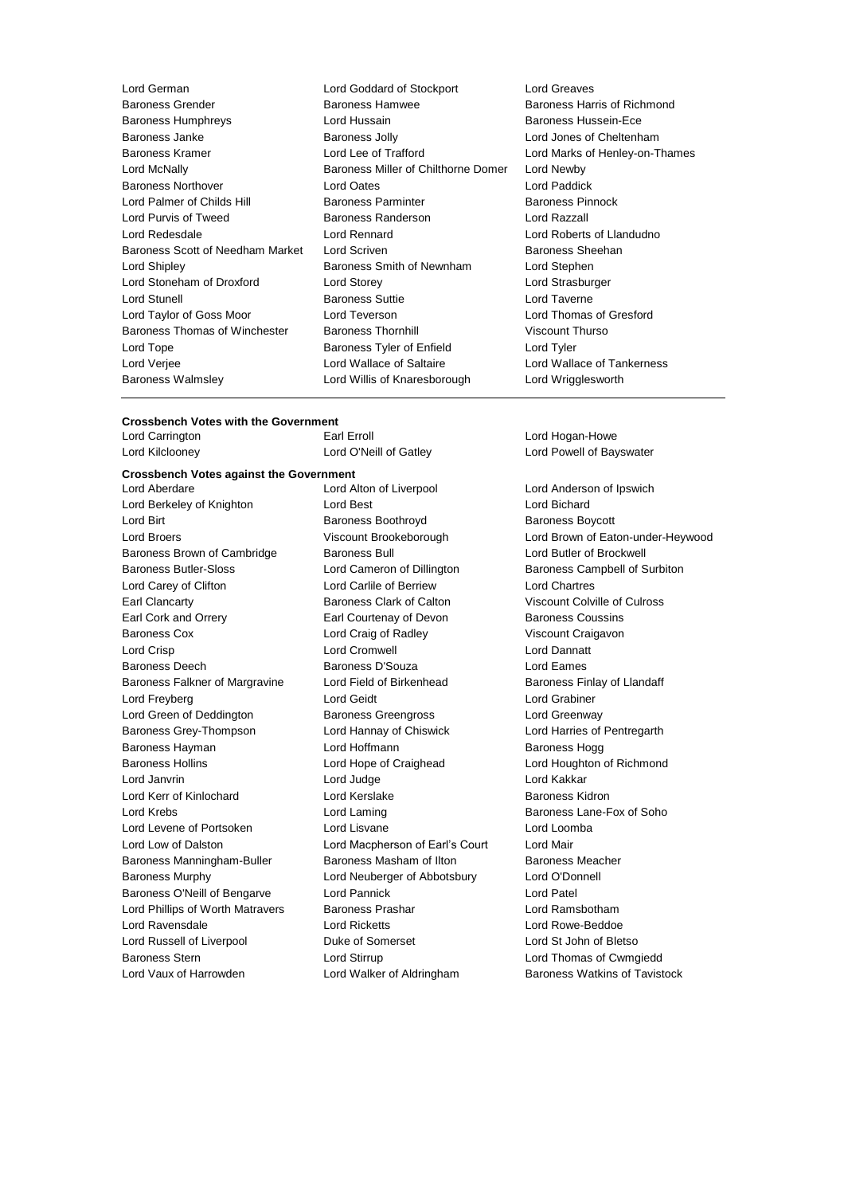Lord German
Lord Goddard of Stockport
Lord Greaves
Baroness Grender
Baroness Hamwee
Baroness Harris of Richmond
Baroness Humphreys
Lord Hussain
Baroness Hussein-Ece
Baroness Janke
Baroness Jolly
Lord Jones of Cheltenham
Baroness Kramer
Lord Lee of Trafford
Lord Marks of Henley-on-Thames
Lord McNally
Baroness Miller of Chilthorne Domer
Lord Newby
Baroness Northover
Lord Oates
Lord Paddick
Lord Palmer of Childs Hill
Baroness Parminter
Baroness Pinnock
Lord Purvis of Tweed
Baroness Randerson
Lord Razzall
Lord Redesdale
Lord Rennard
Lord Roberts of Llandudno
Baroness Scott of Needham Market
Lord Scriven
Baroness Sheehan
Lord Shipley
Baroness Smith of Newnham
Lord Stephen
Lord Stoneham of Droxford
Lord Storey
Lord Strasburger
Lord Stunell
Baroness Suttie
Lord Taverne
Lord Taylor of Goss Moor
Lord Teverson
Lord Thomas of Gresford
Baroness Thomas of Winchester
Baroness Thornhill
Viscount Thurso
Lord Tope
Baroness Tyler of Enfield
Lord Tyler
Lord Verjee
Lord Wallace of Saltaire
Lord Wallace of Tankerness
Baroness Walmsley
Lord Willis of Knaresborough
Lord Wrigglesworth

---

**Crossbench Votes with the Government**

Lord Carrington
Earl Erroll
Lord Hogan-Howe
Lord Kilclooney
Lord O'Neill of Gatley
Lord Powell of Bayswater

**Crossbench Votes against the Government**

Lord Aberdare
Lord Alton of Liverpool
Lord Anderson of Ipswich
Lord Berkeley of Knighton
Lord Best
Lord Bichard
Lord Birt
Baroness Boothroyd
Baroness Boycott
Lord Broers
Viscount Brookeborough
Lord Brown of Eaton-under-Heywood
Baroness Brown of Cambridge
Baroness Bull
Lord Butler of Brockwell
Baroness Butler-Sloss
Lord Cameron of Dillington
Baroness Campbell of Surbiton
Lord Carey of Clifton
Lord Carlile of Berriew
Lord Chartres
Earl Clancarty
Baroness Clark of Calton
Viscount Colville of Culross
Earl Cork and Orrery
Earl Courtenay of Devon
Baroness Coussins
Baroness Cox
Lord Craig of Radley
Viscount Craigavon
Lord Crisp
Lord Cromwell
Lord Dannatt
Baroness Deech
Baroness D'Souza
Lord Eames
Baroness Falkner of Margravine
Lord Field of Birkenhead
Baroness Finlay of Llandaff
Lord Freyberg
Lord Geidt
Lord Grabiner
Lord Green of Deddington
Baroness Greengross
Lord Greenway
Baroness Grey-Thompson
Lord Hannay of Chiswick
Lord Harries of Pentregarth
Baroness Hayman
Lord Hoffmann
Baroness Hogg
Baroness Hollins
Lord Hope of Craighead
Lord Houghton of Richmond
Lord Janvrin
Lord Judge
Lord Kakkar
Lord Kerr of Kinlochard
Lord Kerslake
Baroness Kidron
Lord Krebs
Lord Laming
Baroness Lane-Fox of Soho
Lord Levene of Portsoken
Lord Lisvane
Lord Loomba
Lord Low of Dalston
Lord Macpherson of Earl's Court
Lord Mair
Baroness Manningham-Buller
Baroness Masham of Ilton
Baroness Meacher
Baroness Murphy
Lord Neuberger of Abbotsbury
Lord O'Donnell
Baroness O'Neill of Bengarve
Lord Pannick
Lord Patel
Lord Phillips of Worth Matravers
Baroness Prashar
Lord Ramsbotham
Lord Ravensdale
Lord Ricketts
Lord Rowe-Beddoe
Lord Russell of Liverpool
Duke of Somerset
Lord St John of Bletso
Baroness Stern
Lord Stirrup
Lord Thomas of Cwmgiedd
Lord Vaux of Harrowden
Lord Walker of Aldringham
Baroness Watkins of Tavistock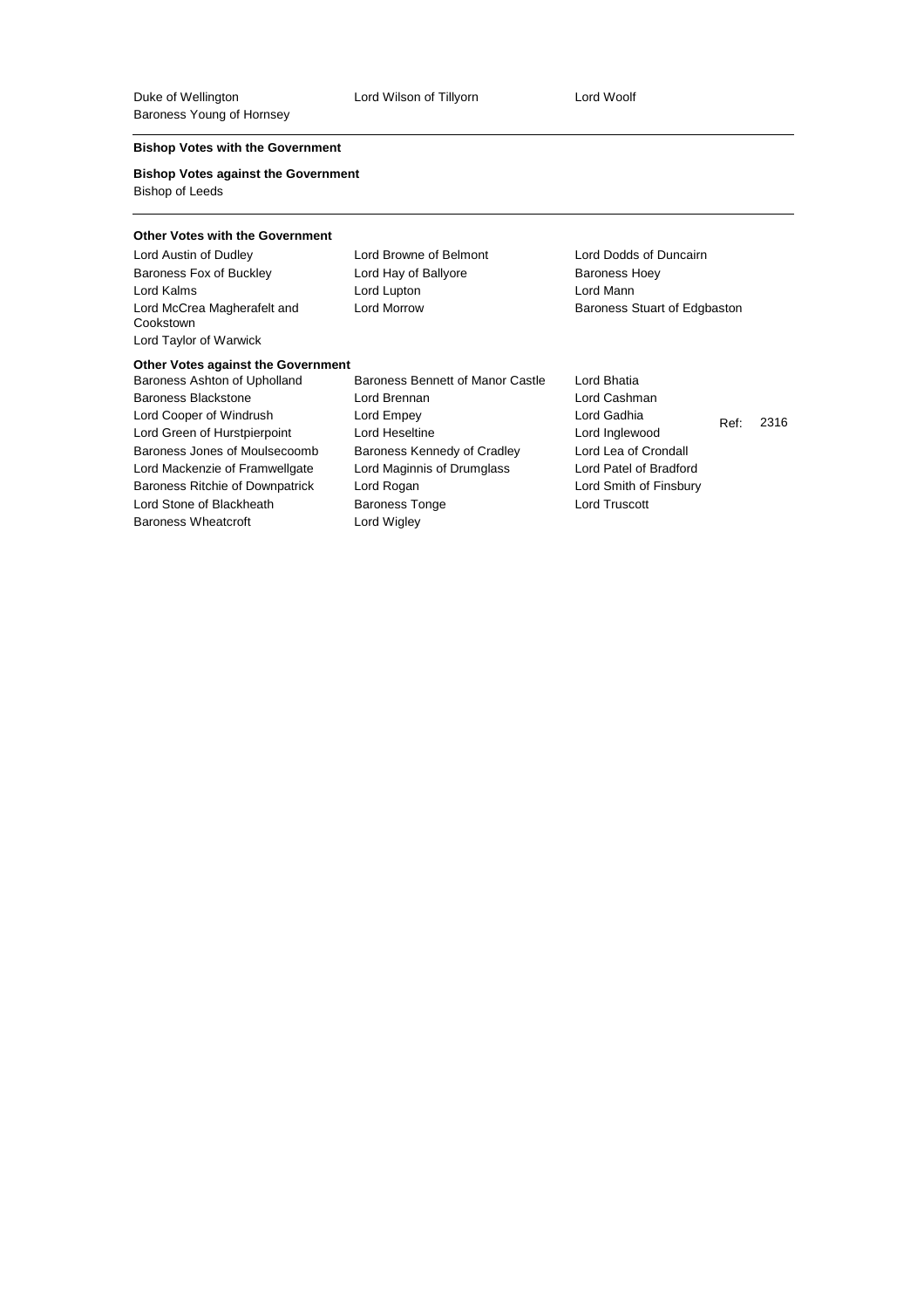Duke of Wellington
Lord Wilson of Tillyorn
Lord Woolf
Baroness Young of Hornsey

**Bishop Votes with the Government**

**Bishop Votes against the Government**

Bishop of Leeds

**Other Votes with the Government**

Lord Austin of Dudley
Lord Browne of Belmont
Lord Dodds of Duncairn
Baroness Fox of Buckley
Lord Hay of Ballyore
Baroness Hoey
Lord Kalms
Lord Lupton
Lord Mann
Lord McCrea Magherafelt and Cookstown
Lord Morrow
Baroness Stuart of Edgbaston
Lord Taylor of Warwick

**Other Votes against the Government**

Baroness Ashton of Upholland
Baroness Bennett of Manor Castle
Lord Bhatia
Baroness Blackstone
Lord Brennan
Lord Cashman
Lord Cooper of Windrush
Lord Empey
Lord Gadhia
Lord Green of Hurstpierpoint
Lord Heseltine
Lord Inglewood
Baroness Jones of Moulsecoomb
Baroness Kennedy of Cradley
Lord Lea of Crondall
Lord Mackenzie of Framwellgate
Lord Maginnis of Drumglass
Lord Patel of Bradford
Baroness Ritchie of Downpatrick
Lord Rogan
Lord Smith of Finsbury
Lord Stone of Blackheath
Baroness Tonge
Lord Truscott
Baroness Wheatcroft
Lord Wigley

Ref: 2316